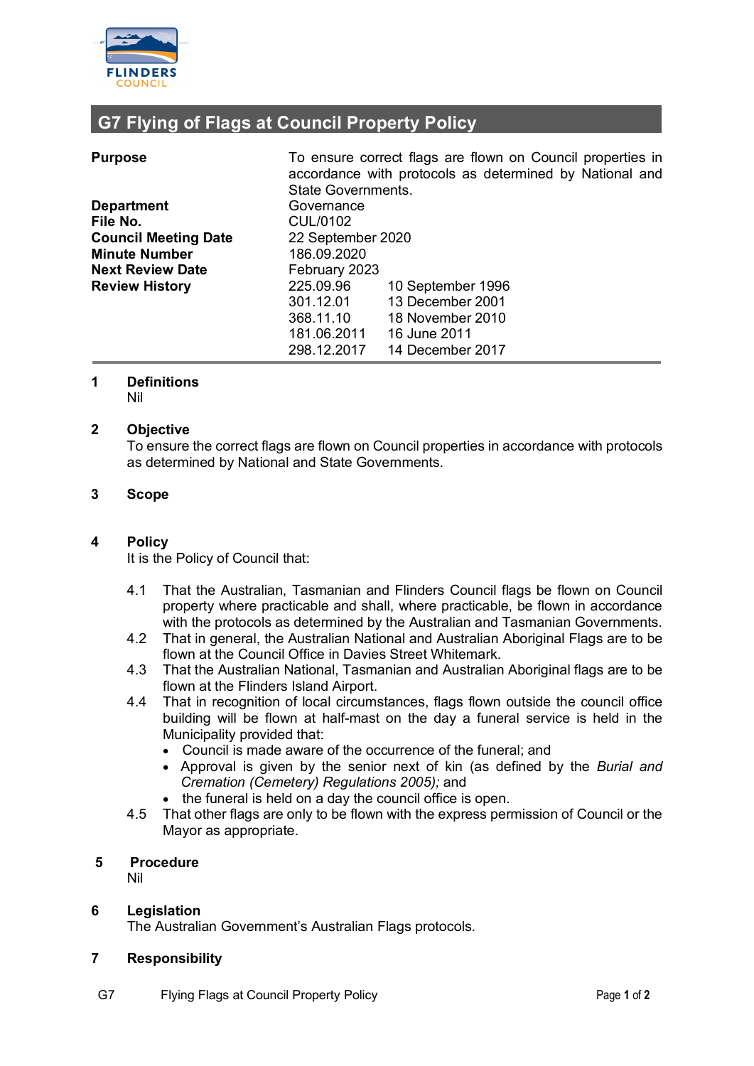# G7 Flying of Flags at Council Property Policy

| | | |
|---|---|---|
| **Purpose** | To ensure correct flags are flown on Council properties in accordance with protocols as determined by National and State Governments. | |
| **Department** | Governance | |
| **File No.** | CUL/0102 | |
| **Council Meeting Date** | 22 September 2020 | |
| **Minute Number** | 186.09.2020 | |
| **Next Review Date** | February 2023 | |
| **Review History** | 225.09.96 | 10 September 1996 |
| | 301.12.01 | 13 December 2001 |
| | 368.11.10 | 18 November 2010 |
| | 181.06.2011 | 16 June 2011 |
| | 298.12.2017 | 14 December 2017 |

## 1 Definitions

Nil

## 2 Objective

To ensure the correct flags are flown on Council properties in accordance with protocols as determined by National and State Governments.

## 3 Scope

## 4 Policy

It is the Policy of Council that:

4.1 That the Australian, Tasmanian and Flinders Council flags be flown on Council property where practicable and shall, where practicable, be flown in accordance with the protocols as determined by the Australian and Tasmanian Governments.

4.2 That in general, the Australian National and Australian Aboriginal Flags are to be flown at the Council Office in Davies Street Whitemark.

4.3 That the Australian National, Tasmanian and Australian Aboriginal flags are to be flown at the Flinders Island Airport.

4.4 That in recognition of local circumstances, flags flown outside the council office building will be flown at half-mast on the day a funeral service is held in the Municipality provided that:

- Council is made aware of the occurrence of the funeral; and
- Approval is given by the senior next of kin (as defined by the *Burial and Cremation (Cemetery) Regulations 2005);* and
- the funeral is held on a day the council office is open.

4.5 That other flags are only to be flown with the express permission of Council or the Mayor as appropriate.

## 5 Procedure

Nil

## 6 Legislation

The Australian Government's Australian Flags protocols.

## 7 Responsibility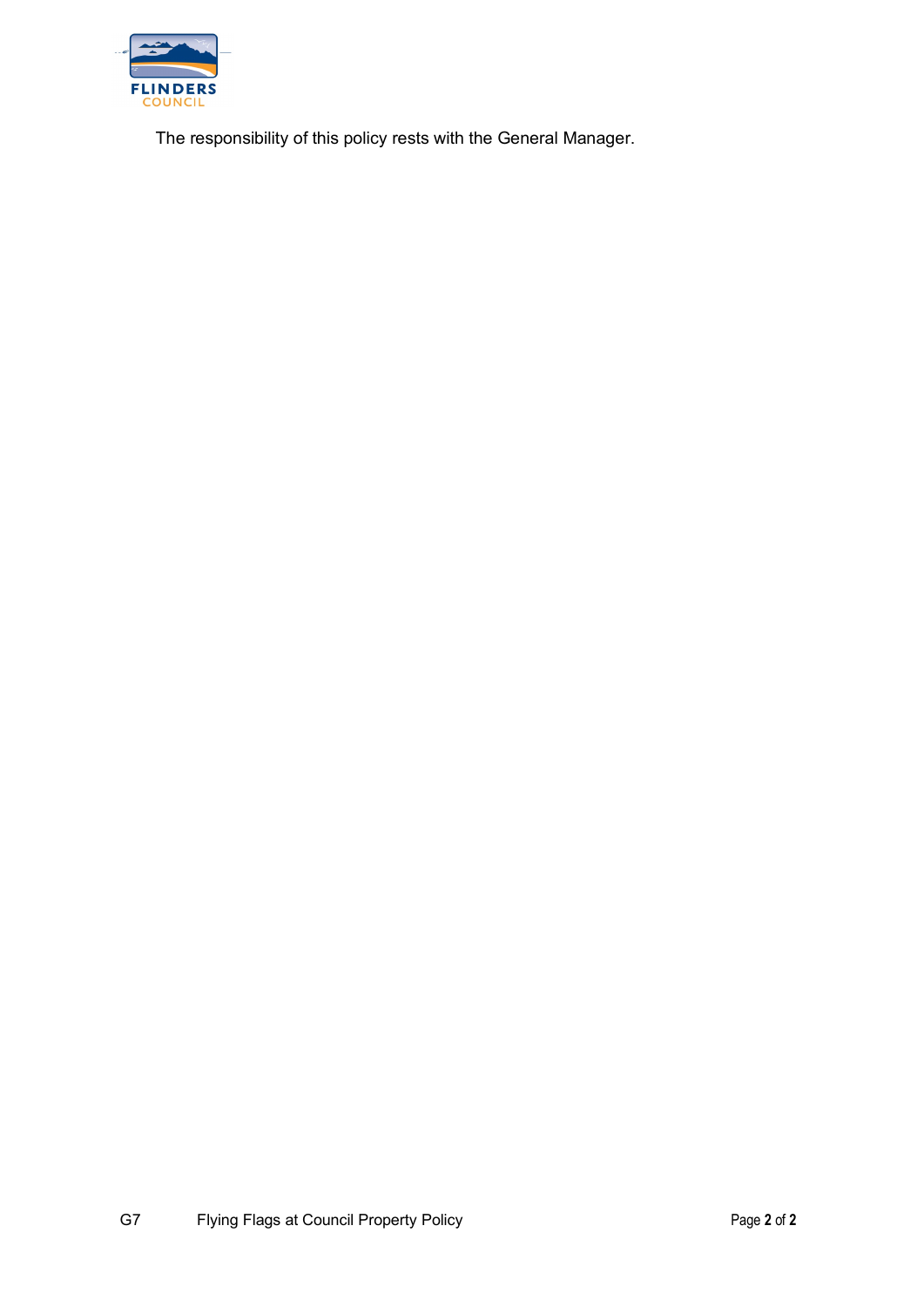The responsibility of this policy rests with the General Manager.